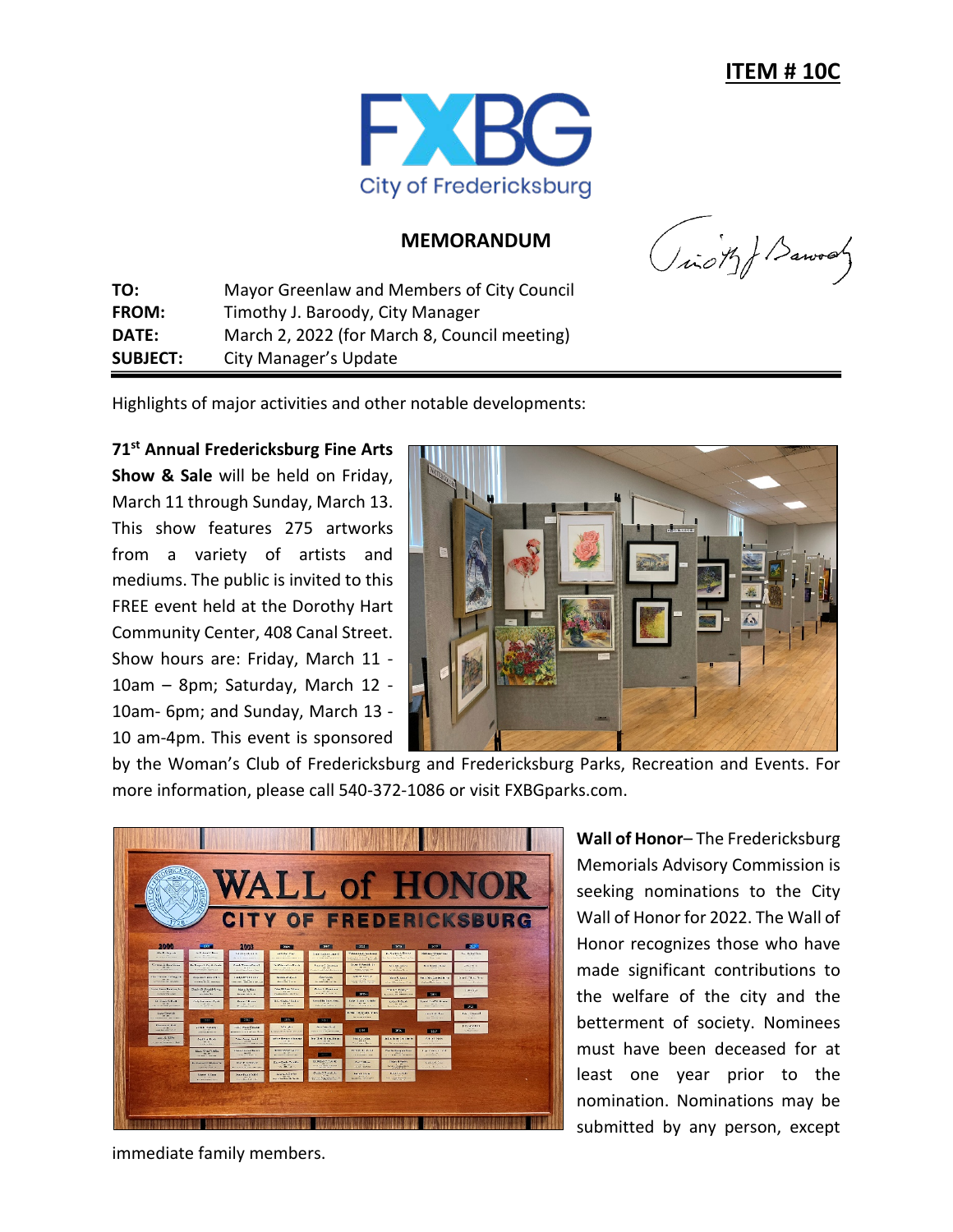**ITEM # 10C**

City of Fredericksburg

## MEMORANDUM

| | |
|---|---|
| **TO:** | Mayor Greenlaw and Members of City Council |
| **FROM:** | Timothy J. Baroody, City Manager |
| **DATE:** | March 2, 2022 (for March 8, Council meeting) |
| **SUBJECT:** | City Manager's Update |

Highlights of major activities and other notable developments:

**71st Annual Fredericksburg Fine Arts Show & Sale** will be held on Friday, March 11 through Sunday, March 13. This show features 275 artworks from a variety of artists and mediums. The public is invited to this FREE event held at the Dorothy Hart Community Center, 408 Canal Street. Show hours are: Friday, March 11 - 10am – 8pm; Saturday, March 12 - 10am- 6pm; and Sunday, March 13 - 10 am-4pm. This event is sponsored by the Woman's Club of Fredericksburg and Fredericksburg Parks, Recreation and Events. For more information, please call 540-372-1086 or visit FXBGparks.com.

**Wall of Honor**– The Fredericksburg Memorials Advisory Commission is seeking nominations to the City Wall of Honor for 2022. The Wall of Honor recognizes those who have made significant contributions to the welfare of the city and the betterment of society. Nominees must have been deceased for at least one year prior to the nomination. Nominations may be submitted by any person, except immediate family members.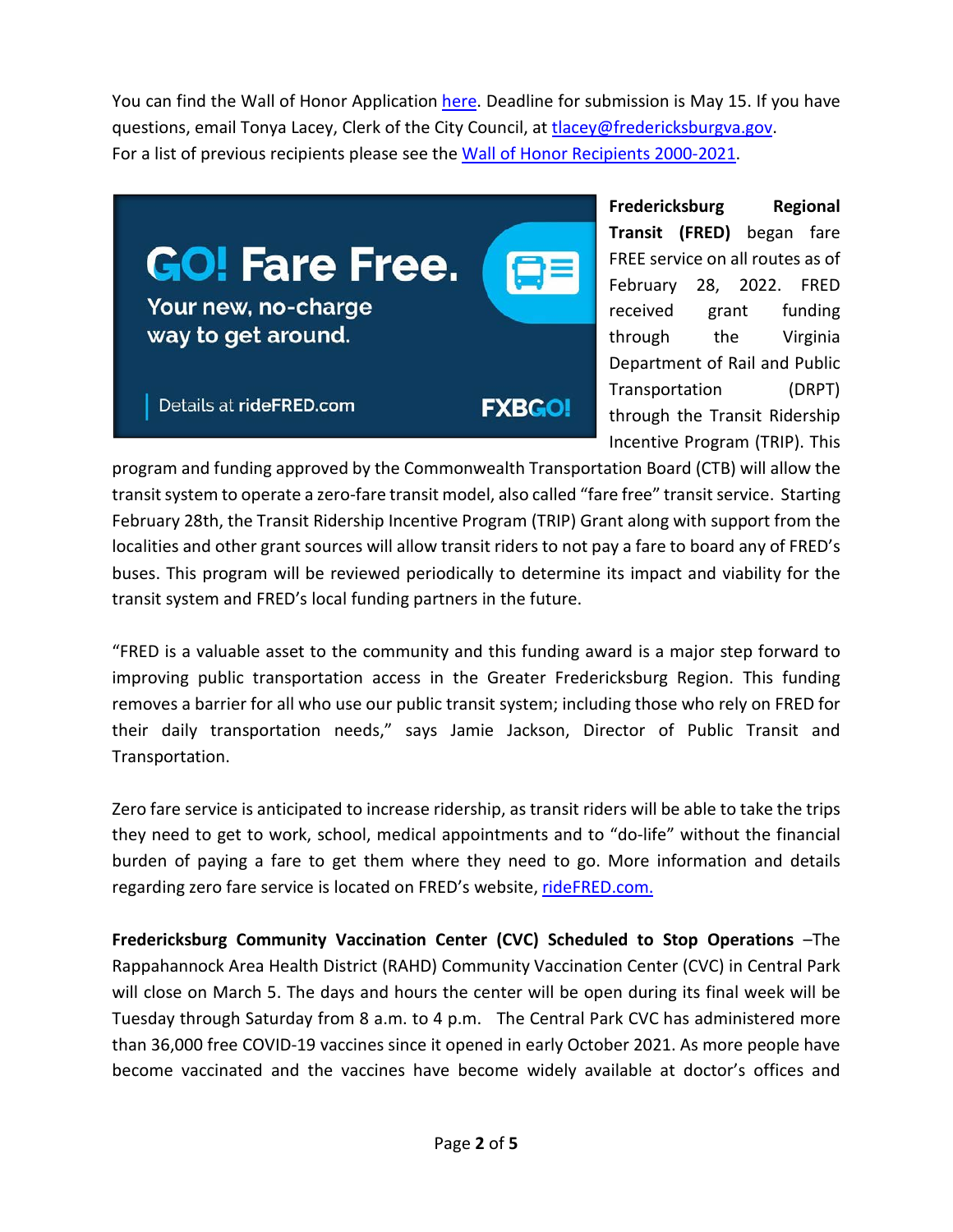You can find the Wall of Honor Application here. Deadline for submission is May 15. If you have questions, email Tonya Lacey, Clerk of the City Council, at tlacey@fredericksburgva.gov.
For a list of previous recipients please see the Wall of Honor Recipients 2000-2021.

GO! Fare Free.
Your new, no-charge way to get around.
Details at rideFRED.com
FXBGO!

**Fredericksburg Regional Transit (FRED)** began fare FREE service on all routes as of February 28, 2022. FRED received grant funding through the Virginia Department of Rail and Public Transportation (DRPT) through the Transit Ridership Incentive Program (TRIP). This program and funding approved by the Commonwealth Transportation Board (CTB) will allow the transit system to operate a zero-fare transit model, also called "fare free" transit service. Starting February 28th, the Transit Ridership Incentive Program (TRIP) Grant along with support from the localities and other grant sources will allow transit riders to not pay a fare to board any of FRED's buses. This program will be reviewed periodically to determine its impact and viability for the transit system and FRED's local funding partners in the future.

"FRED is a valuable asset to the community and this funding award is a major step forward to improving public transportation access in the Greater Fredericksburg Region. This funding removes a barrier for all who use our public transit system; including those who rely on FRED for their daily transportation needs," says Jamie Jackson, Director of Public Transit and Transportation.

Zero fare service is anticipated to increase ridership, as transit riders will be able to take the trips they need to get to work, school, medical appointments and to "do-life" without the financial burden of paying a fare to get them where they need to go. More information and details regarding zero fare service is located on FRED's website, rideFRED.com.

**Fredericksburg Community Vaccination Center (CVC) Scheduled to Stop Operations** –The Rappahannock Area Health District (RAHD) Community Vaccination Center (CVC) in Central Park will close on March 5. The days and hours the center will be open during its final week will be Tuesday through Saturday from 8 a.m. to 4 p.m. The Central Park CVC has administered more than 36,000 free COVID-19 vaccines since it opened in early October 2021. As more people have become vaccinated and the vaccines have become widely available at doctor's offices and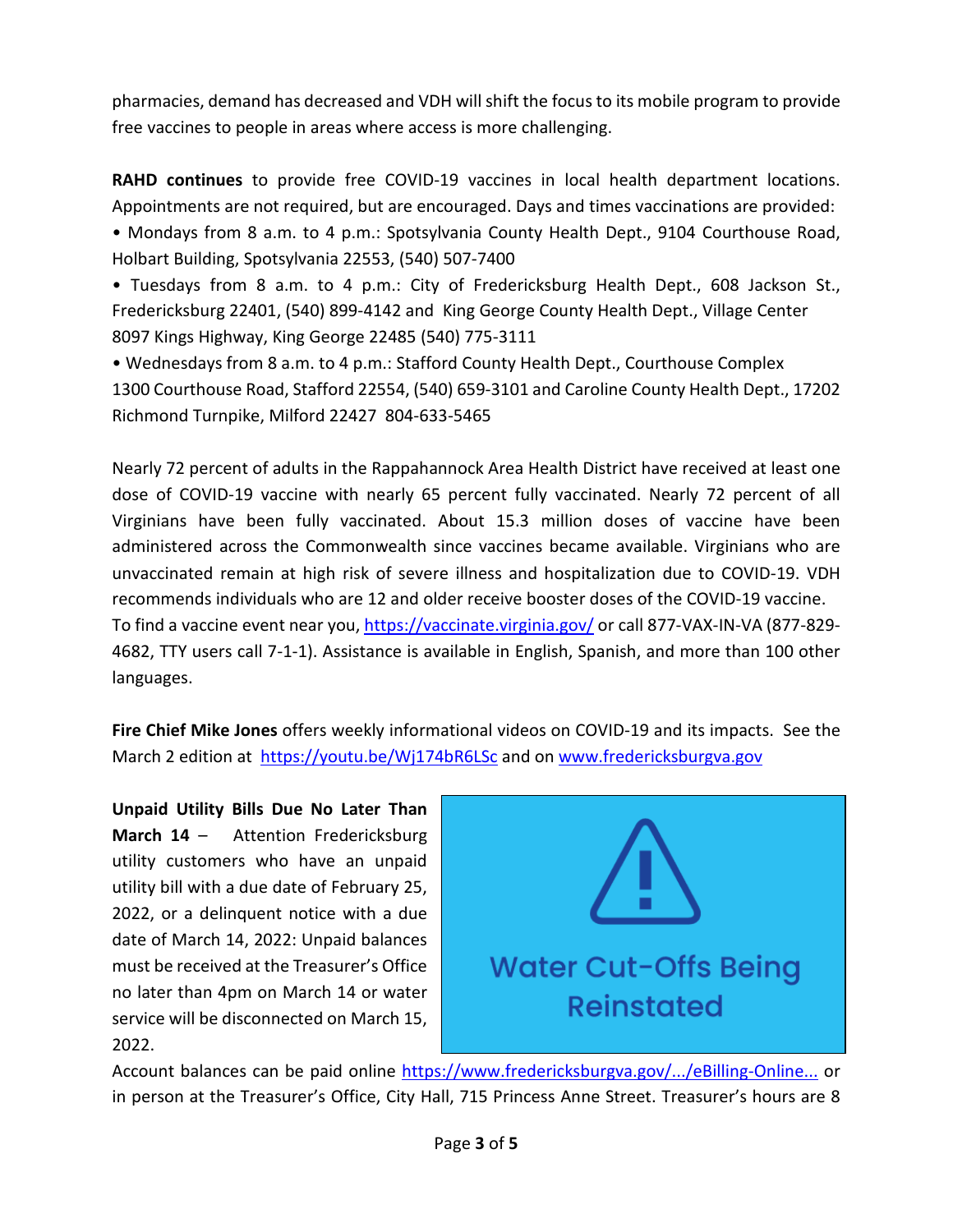pharmacies, demand has decreased and VDH will shift the focus to its mobile program to provide free vaccines to people in areas where access is more challenging.

**RAHD continues** to provide free COVID-19 vaccines in local health department locations. Appointments are not required, but are encouraged. Days and times vaccinations are provided:

- Mondays from 8 a.m. to 4 p.m.: Spotsylvania County Health Dept., 9104 Courthouse Road, Holbart Building, Spotsylvania 22553, (540) 507-7400
- Tuesdays from 8 a.m. to 4 p.m.: City of Fredericksburg Health Dept., 608 Jackson St., Fredericksburg 22401, (540) 899-4142 and King George County Health Dept., Village Center 8097 Kings Highway, King George 22485 (540) 775-3111
- Wednesdays from 8 a.m. to 4 p.m.: Stafford County Health Dept., Courthouse Complex 1300 Courthouse Road, Stafford 22554, (540) 659-3101 and Caroline County Health Dept., 17202 Richmond Turnpike, Milford 22427 804-633-5465

Nearly 72 percent of adults in the Rappahannock Area Health District have received at least one dose of COVID-19 vaccine with nearly 65 percent fully vaccinated. Nearly 72 percent of all Virginians have been fully vaccinated. About 15.3 million doses of vaccine have been administered across the Commonwealth since vaccines became available. Virginians who are unvaccinated remain at high risk of severe illness and hospitalization due to COVID-19. VDH recommends individuals who are 12 and older receive booster doses of the COVID-19 vaccine. To find a vaccine event near you, https://vaccinate.virginia.gov/ or call 877-VAX-IN-VA (877-829-4682, TTY users call 7-1-1). Assistance is available in English, Spanish, and more than 100 other languages.

**Fire Chief Mike Jones** offers weekly informational videos on COVID-19 and its impacts. See the March 2 edition at https://youtu.be/Wj174bR6LSc and on www.fredericksburgva.gov

Water Cut-Offs Being Reinstated

**Unpaid Utility Bills Due No Later Than March 14** – Attention Fredericksburg utility customers who have an unpaid utility bill with a due date of February 25, 2022, or a delinquent notice with a due date of March 14, 2022: Unpaid balances must be received at the Treasurer's Office no later than 4pm on March 14 or water service will be disconnected on March 15, 2022.

Account balances can be paid online https://www.fredericksburgva.gov/.../eBilling-Online... or in person at the Treasurer's Office, City Hall, 715 Princess Anne Street. Treasurer's hours are 8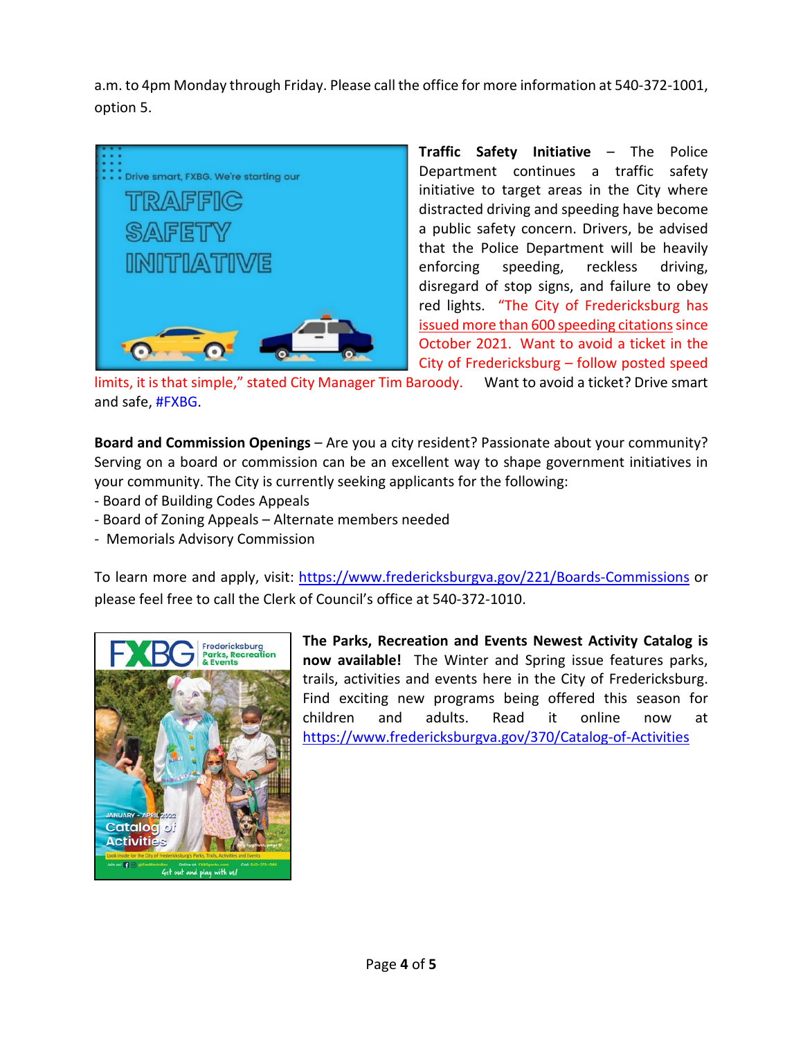a.m. to 4pm Monday through Friday. Please call the office for more information at 540-372-1001, option 5.

**Traffic Safety Initiative** – The Police Department continues a traffic safety initiative to target areas in the City where distracted driving and speeding have become a public safety concern. Drivers, be advised that the Police Department will be heavily enforcing speeding, reckless driving, disregard of stop signs, and failure to obey red lights. "The City of Fredericksburg has issued more than 600 speeding citations since October 2021. Want to avoid a ticket in the City of Fredericksburg – follow posted speed limits, it is that simple," stated City Manager Tim Baroody. Want to avoid a ticket? Drive smart and safe, #FXBG.

**Board and Commission Openings** – Are you a city resident? Passionate about your community? Serving on a board or commission can be an excellent way to shape government initiatives in your community. The City is currently seeking applicants for the following:

- Board of Building Codes Appeals
- Board of Zoning Appeals – Alternate members needed
- Memorials Advisory Commission

To learn more and apply, visit: https://www.fredericksburgva.gov/221/Boards-Commissions or please feel free to call the Clerk of Council's office at 540-372-1010.

**The Parks, Recreation and Events Newest Activity Catalog is now available!** The Winter and Spring issue features parks, trails, activities and events here in the City of Fredericksburg. Find exciting new programs being offered this season for children and adults. Read it online now at https://www.fredericksburgva.gov/370/Catalog-of-Activities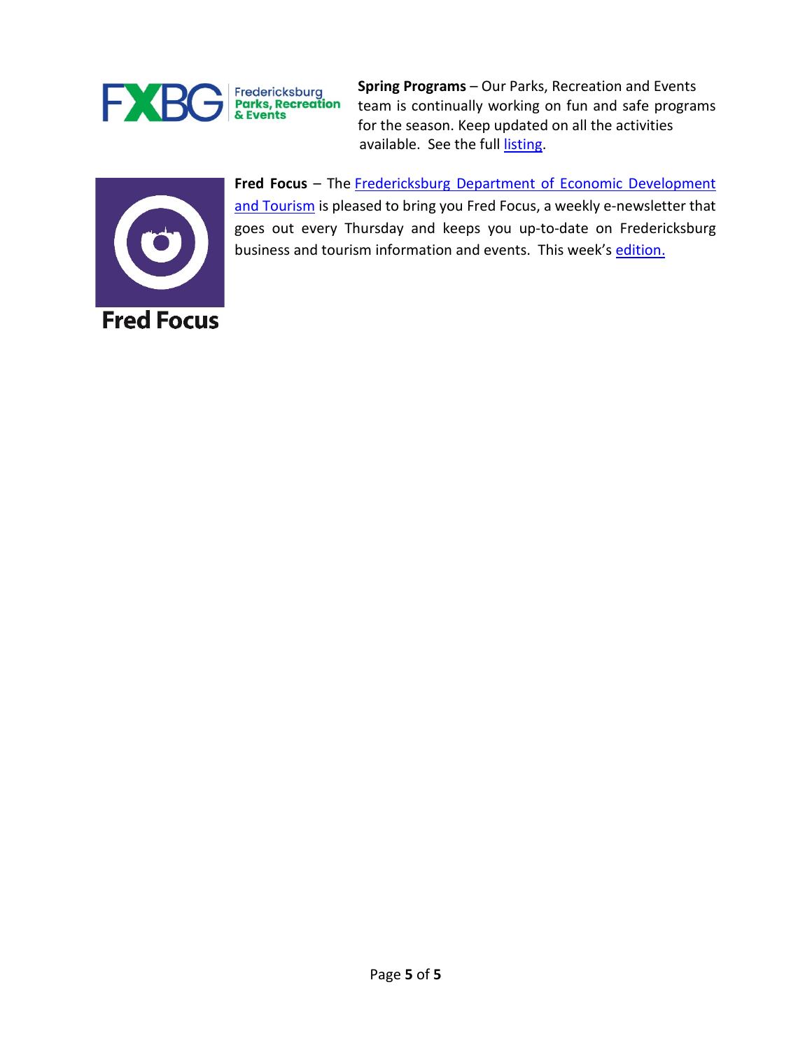**Spring Programs** – Our Parks, Recreation and Events team is continually working on fun and safe programs for the season. Keep updated on all the activities available. See the full listing.

**Fred Focus** – The Fredericksburg Department of Economic Development and Tourism is pleased to bring you Fred Focus, a weekly e-newsletter that goes out every Thursday and keeps you up-to-date on Fredericksburg business and tourism information and events. This week's edition.